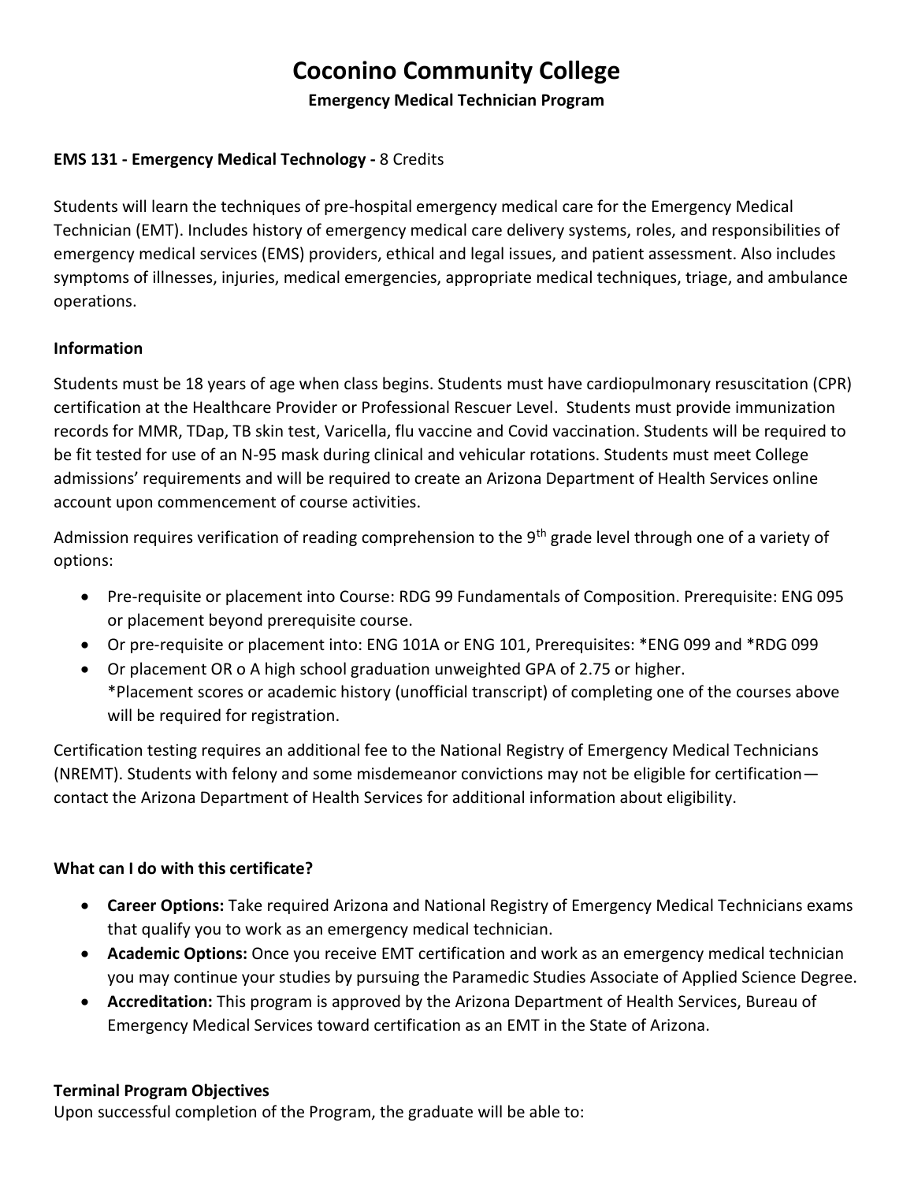# Coconino Community College

**Emergency Medical Technician Program**

**EMS 131 - Emergency Medical Technology -** 8 Credits

Students will learn the techniques of pre-hospital emergency medical care for the Emergency Medical Technician (EMT). Includes history of emergency medical care delivery systems, roles, and responsibilities of emergency medical services (EMS) providers, ethical and legal issues, and patient assessment. Also includes symptoms of illnesses, injuries, medical emergencies, appropriate medical techniques, triage, and ambulance operations.

### Information

Students must be 18 years of age when class begins. Students must have cardiopulmonary resuscitation (CPR) certification at the Healthcare Provider or Professional Rescuer Level. Students must provide immunization records for MMR, TDap, TB skin test, Varicella, flu vaccine and Covid vaccination. Students will be required to be fit tested for use of an N-95 mask during clinical and vehicular rotations. Students must meet College admissions' requirements and will be required to create an Arizona Department of Health Services online account upon commencement of course activities.

Admission requires verification of reading comprehension to the 9th grade level through one of a variety of options:

- Pre-requisite or placement into Course: RDG 99 Fundamentals of Composition. Prerequisite: ENG 095 or placement beyond prerequisite course.
- Or pre-requisite or placement into: ENG 101A or ENG 101, Prerequisites: *ENG 099 and *RDG 099
- Or placement OR o A high school graduation unweighted GPA of 2.75 or higher.
  *Placement scores or academic history (unofficial transcript) of completing one of the courses above will be required for registration.

Certification testing requires an additional fee to the National Registry of Emergency Medical Technicians (NREMT). Students with felony and some misdemeanor convictions may not be eligible for certification—contact the Arizona Department of Health Services for additional information about eligibility.

### What can I do with this certificate?

- **Career Options:** Take required Arizona and National Registry of Emergency Medical Technicians exams that qualify you to work as an emergency medical technician.
- **Academic Options:** Once you receive EMT certification and work as an emergency medical technician you may continue your studies by pursuing the Paramedic Studies Associate of Applied Science Degree.
- **Accreditation:** This program is approved by the Arizona Department of Health Services, Bureau of Emergency Medical Services toward certification as an EMT in the State of Arizona.

### Terminal Program Objectives

Upon successful completion of the Program, the graduate will be able to: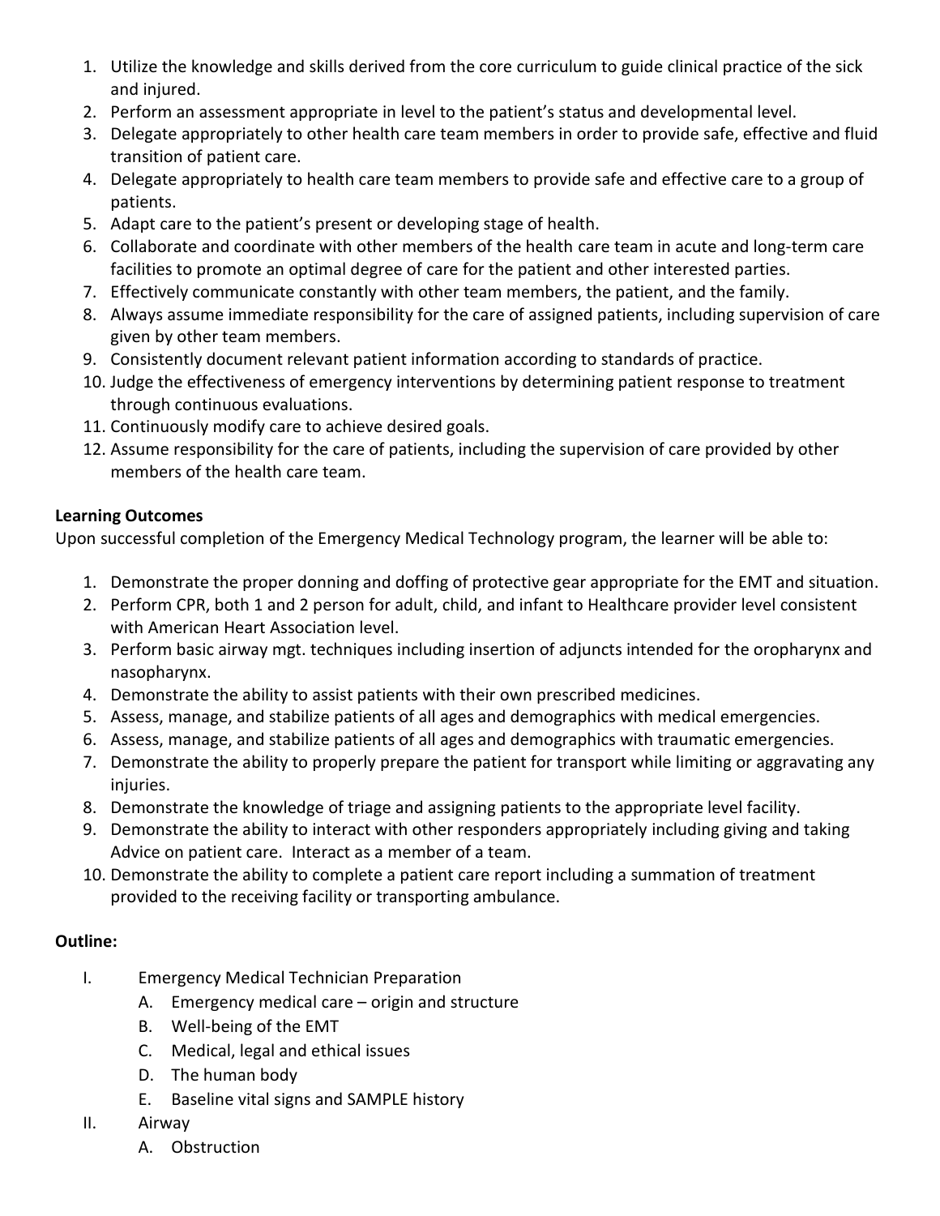1. Utilize the knowledge and skills derived from the core curriculum to guide clinical practice of the sick and injured.
2. Perform an assessment appropriate in level to the patient's status and developmental level.
3. Delegate appropriately to other health care team members in order to provide safe, effective and fluid transition of patient care.
4. Delegate appropriately to health care team members to provide safe and effective care to a group of patients.
5. Adapt care to the patient's present or developing stage of health.
6. Collaborate and coordinate with other members of the health care team in acute and long-term care facilities to promote an optimal degree of care for the patient and other interested parties.
7. Effectively communicate constantly with other team members, the patient, and the family.
8. Always assume immediate responsibility for the care of assigned patients, including supervision of care given by other team members.
9. Consistently document relevant patient information according to standards of practice.
10. Judge the effectiveness of emergency interventions by determining patient response to treatment through continuous evaluations.
11. Continuously modify care to achieve desired goals.
12. Assume responsibility for the care of patients, including the supervision of care provided by other members of the health care team.

**Learning Outcomes**

Upon successful completion of the Emergency Medical Technology program, the learner will be able to:

1. Demonstrate the proper donning and doffing of protective gear appropriate for the EMT and situation.
2. Perform CPR, both 1 and 2 person for adult, child, and infant to Healthcare provider level consistent with American Heart Association level.
3. Perform basic airway mgt. techniques including insertion of adjuncts intended for the oropharynx and nasopharynx.
4. Demonstrate the ability to assist patients with their own prescribed medicines.
5. Assess, manage, and stabilize patients of all ages and demographics with medical emergencies.
6. Assess, manage, and stabilize patients of all ages and demographics with traumatic emergencies.
7. Demonstrate the ability to properly prepare the patient for transport while limiting or aggravating any injuries.
8. Demonstrate the knowledge of triage and assigning patients to the appropriate level facility.
9. Demonstrate the ability to interact with other responders appropriately including giving and taking Advice on patient care. Interact as a member of a team.
10. Demonstrate the ability to complete a patient care report including a summation of treatment provided to the receiving facility or transporting ambulance.

**Outline:**

- I. Emergency Medical Technician Preparation
  - A. Emergency medical care – origin and structure
  - B. Well-being of the EMT
  - C. Medical, legal and ethical issues
  - D. The human body
  - E. Baseline vital signs and SAMPLE history
- II. Airway
  - A. Obstruction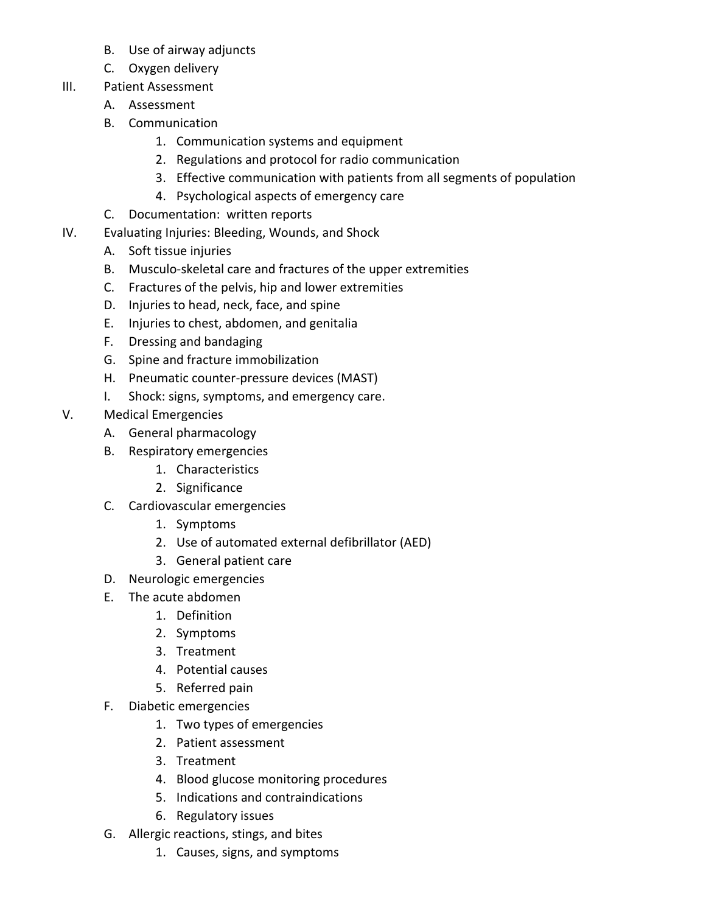B. Use of airway adjuncts
C. Oxygen delivery

III. Patient Assessment
  A. Assessment
  B. Communication
    1. Communication systems and equipment
    2. Regulations and protocol for radio communication
    3. Effective communication with patients from all segments of population
    4. Psychological aspects of emergency care
  C. Documentation: written reports

IV. Evaluating Injuries: Bleeding, Wounds, and Shock
  A. Soft tissue injuries
  B. Musculo-skeletal care and fractures of the upper extremities
  C. Fractures of the pelvis, hip and lower extremities
  D. Injuries to head, neck, face, and spine
  E. Injuries to chest, abdomen, and genitalia
  F. Dressing and bandaging
  G. Spine and fracture immobilization
  H. Pneumatic counter-pressure devices (MAST)
  I. Shock: signs, symptoms, and emergency care.

V. Medical Emergencies
  A. General pharmacology
  B. Respiratory emergencies
    1. Characteristics
    2. Significance
  C. Cardiovascular emergencies
    1. Symptoms
    2. Use of automated external defibrillator (AED)
    3. General patient care
  D. Neurologic emergencies
  E. The acute abdomen
    1. Definition
    2. Symptoms
    3. Treatment
    4. Potential causes
    5. Referred pain
  F. Diabetic emergencies
    1. Two types of emergencies
    2. Patient assessment
    3. Treatment
    4. Blood glucose monitoring procedures
    5. Indications and contraindications
    6. Regulatory issues
  G. Allergic reactions, stings, and bites
    1. Causes, signs, and symptoms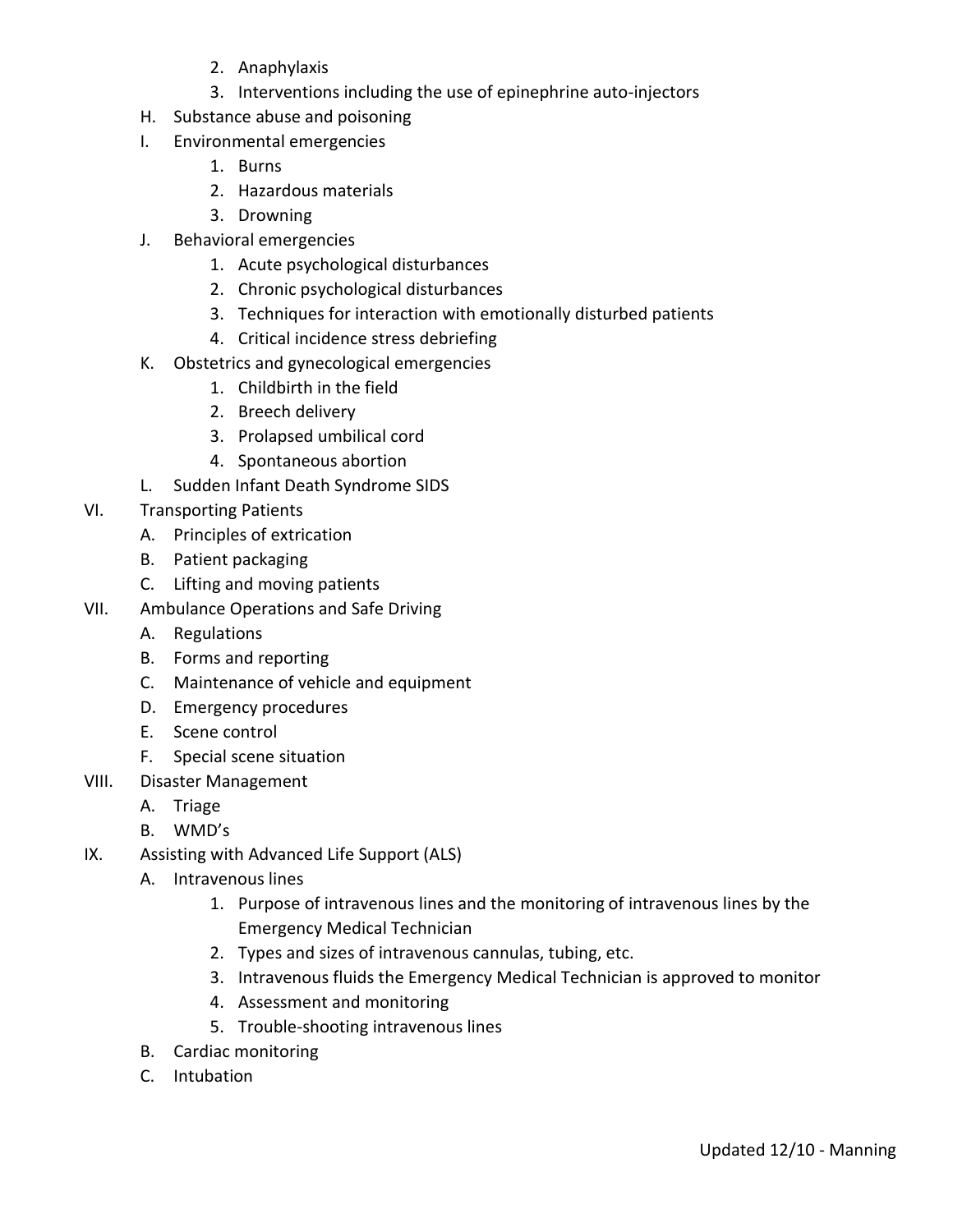2. Anaphylaxis
      3. Interventions including the use of epinephrine auto-injectors
   - H. Substance abuse and poisoning
   - I. Environmental emergencies
      1. Burns
      2. Hazardous materials
      3. Drowning
   - J. Behavioral emergencies
      1. Acute psychological disturbances
      2. Chronic psychological disturbances
      3. Techniques for interaction with emotionally disturbed patients
      4. Critical incidence stress debriefing
   - K. Obstetrics and gynecological emergencies
      1. Childbirth in the field
      2. Breech delivery
      3. Prolapsed umbilical cord
      4. Spontaneous abortion
   - L. Sudden Infant Death Syndrome SIDS

- VI. Transporting Patients
   - A. Principles of extrication
   - B. Patient packaging
   - C. Lifting and moving patients
- VII. Ambulance Operations and Safe Driving
   - A. Regulations
   - B. Forms and reporting
   - C. Maintenance of vehicle and equipment
   - D. Emergency procedures
   - E. Scene control
   - F. Special scene situation
- VIII. Disaster Management
   - A. Triage
   - B. WMD's
- IX. Assisting with Advanced Life Support (ALS)
   - A. Intravenous lines
      1. Purpose of intravenous lines and the monitoring of intravenous lines by the Emergency Medical Technician
      2. Types and sizes of intravenous cannulas, tubing, etc.
      3. Intravenous fluids the Emergency Medical Technician is approved to monitor
      4. Assessment and monitoring
      5. Trouble-shooting intravenous lines
   - B. Cardiac monitoring
   - C. Intubation

Updated 12/10 - Manning